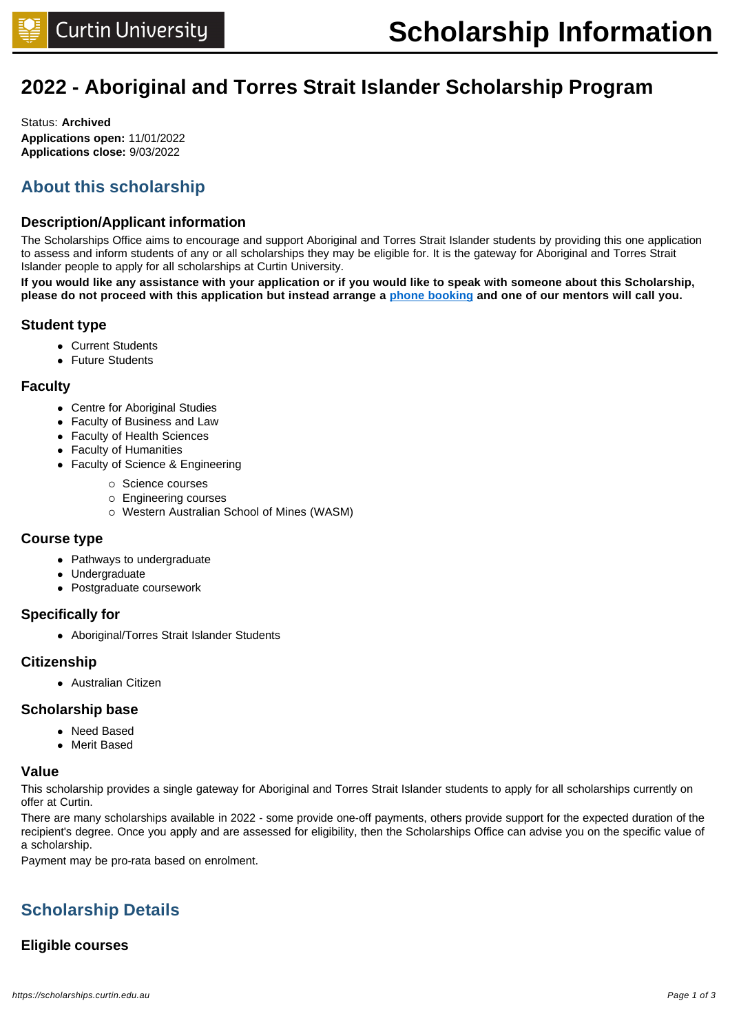# 2022 - Aboriginal and Torres Strait Islander Scholarship Program

Status: **Archived**
**Applications open:** 11/01/2022
**Applications close:** 9/03/2022

## About this scholarship

### Description/Applicant information

The Scholarships Office aims to encourage and support Aboriginal and Torres Strait Islander students by providing this one application to assess and inform students of any or all scholarships they may be eligible for. It is the gateway for Aboriginal and Torres Strait Islander people to apply for all scholarships at Curtin University.

**If you would like any assistance with your application or if you would like to speak with someone about this Scholarship, please do not proceed with this application but instead arrange a phone booking and one of our mentors will call you.**

### Student type

- Current Students
- Future Students

### Faculty

- Centre for Aboriginal Studies
- Faculty of Business and Law
- Faculty of Health Sciences
- Faculty of Humanities
- Faculty of Science & Engineering
  - Science courses
  - Engineering courses
  - Western Australian School of Mines (WASM)

### Course type

- Pathways to undergraduate
- Undergraduate
- Postgraduate coursework

### Specifically for

- Aboriginal/Torres Strait Islander Students

### Citizenship

- Australian Citizen

### Scholarship base

- Need Based
- Merit Based

### Value

This scholarship provides a single gateway for Aboriginal and Torres Strait Islander students to apply for all scholarships currently on offer at Curtin.

There are many scholarships available in 2022 - some provide one-off payments, others provide support for the expected duration of the recipient's degree. Once you apply and are assessed for eligibility, then the Scholarships Office can advise you on the specific value of a scholarship.

Payment may be pro-rata based on enrolment.

## Scholarship Details

### Eligible courses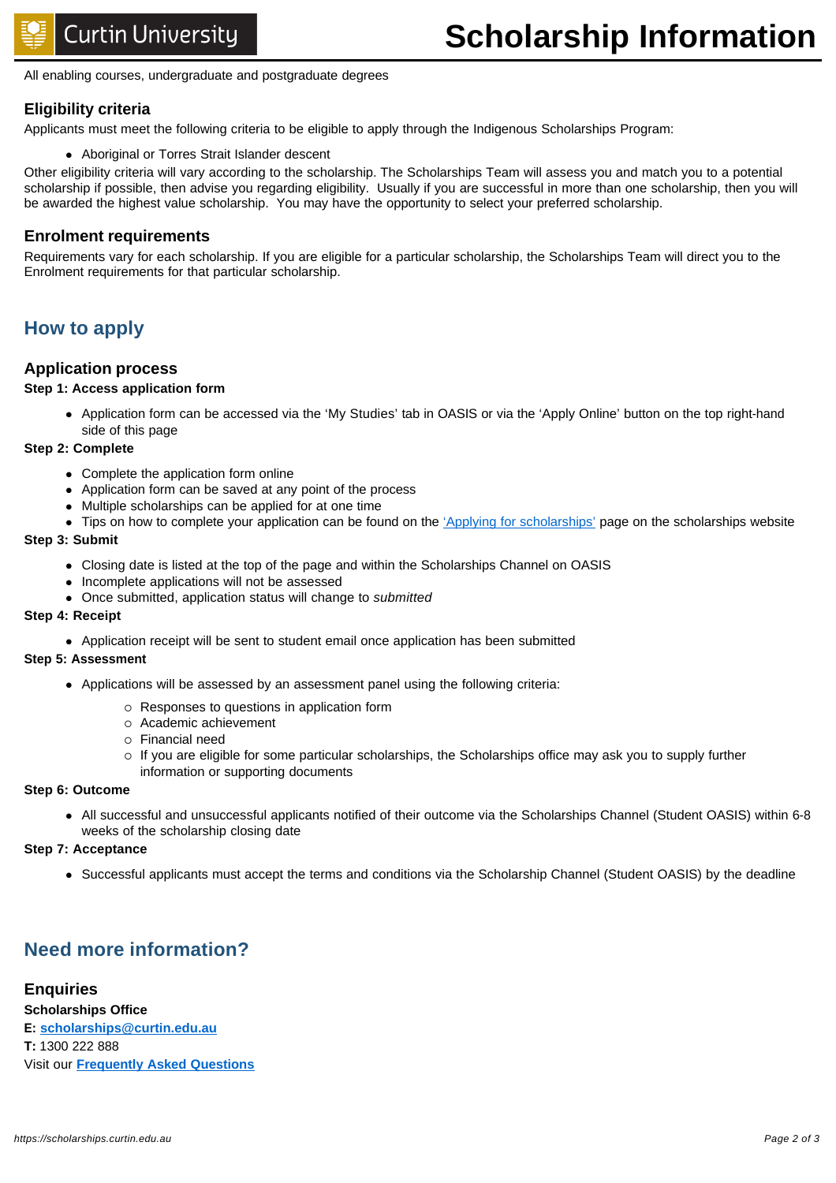All enabling courses, undergraduate and postgraduate degrees

### Eligibility criteria

Applicants must meet the following criteria to be eligible to apply through the Indigenous Scholarships Program:

- Aboriginal or Torres Strait Islander descent

Other eligibility criteria will vary according to the scholarship. The Scholarships Team will assess you and match you to a potential scholarship if possible, then advise you regarding eligibility. Usually if you are successful in more than one scholarship, then you will be awarded the highest value scholarship. You may have the opportunity to select your preferred scholarship.

### Enrolment requirements

Requirements vary for each scholarship. If you are eligible for a particular scholarship, the Scholarships Team will direct you to the Enrolment requirements for that particular scholarship.

## How to apply

### Application process

**Step 1: Access application form**

- Application form can be accessed via the 'My Studies' tab in OASIS or via the 'Apply Online' button on the top right-hand side of this page

**Step 2: Complete**

- Complete the application form online
- Application form can be saved at any point of the process
- Multiple scholarships can be applied for at one time
- Tips on how to complete your application can be found on the 'Applying for scholarships' page on the scholarships website

**Step 3: Submit**

- Closing date is listed at the top of the page and within the Scholarships Channel on OASIS
- Incomplete applications will not be assessed
- Once submitted, application status will change to *submitted*

**Step 4: Receipt**

- Application receipt will be sent to student email once application has been submitted

**Step 5: Assessment**

- Applications will be assessed by an assessment panel using the following criteria:
  - Responses to questions in application form
  - Academic achievement
  - Financial need
  - If you are eligible for some particular scholarships, the Scholarships office may ask you to supply further information or supporting documents

**Step 6: Outcome**

- All successful and unsuccessful applicants notified of their outcome via the Scholarships Channel (Student OASIS) within 6-8 weeks of the scholarship closing date

**Step 7: Acceptance**

- Successful applicants must accept the terms and conditions via the Scholarship Channel (Student OASIS) by the deadline

## Need more information?

### Enquiries

**Scholarships Office**
**E:** **scholarships@curtin.edu.au**
**T:** 1300 222 888
Visit our **Frequently Asked Questions**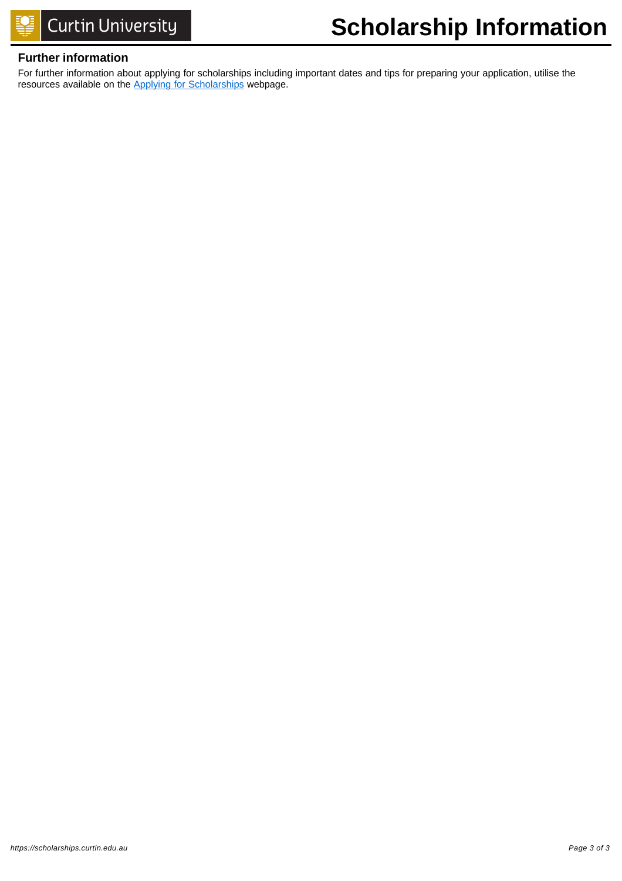## Further information

For further information about applying for scholarships including important dates and tips for preparing your application, utilise the resources available on the Applying for Scholarships webpage.